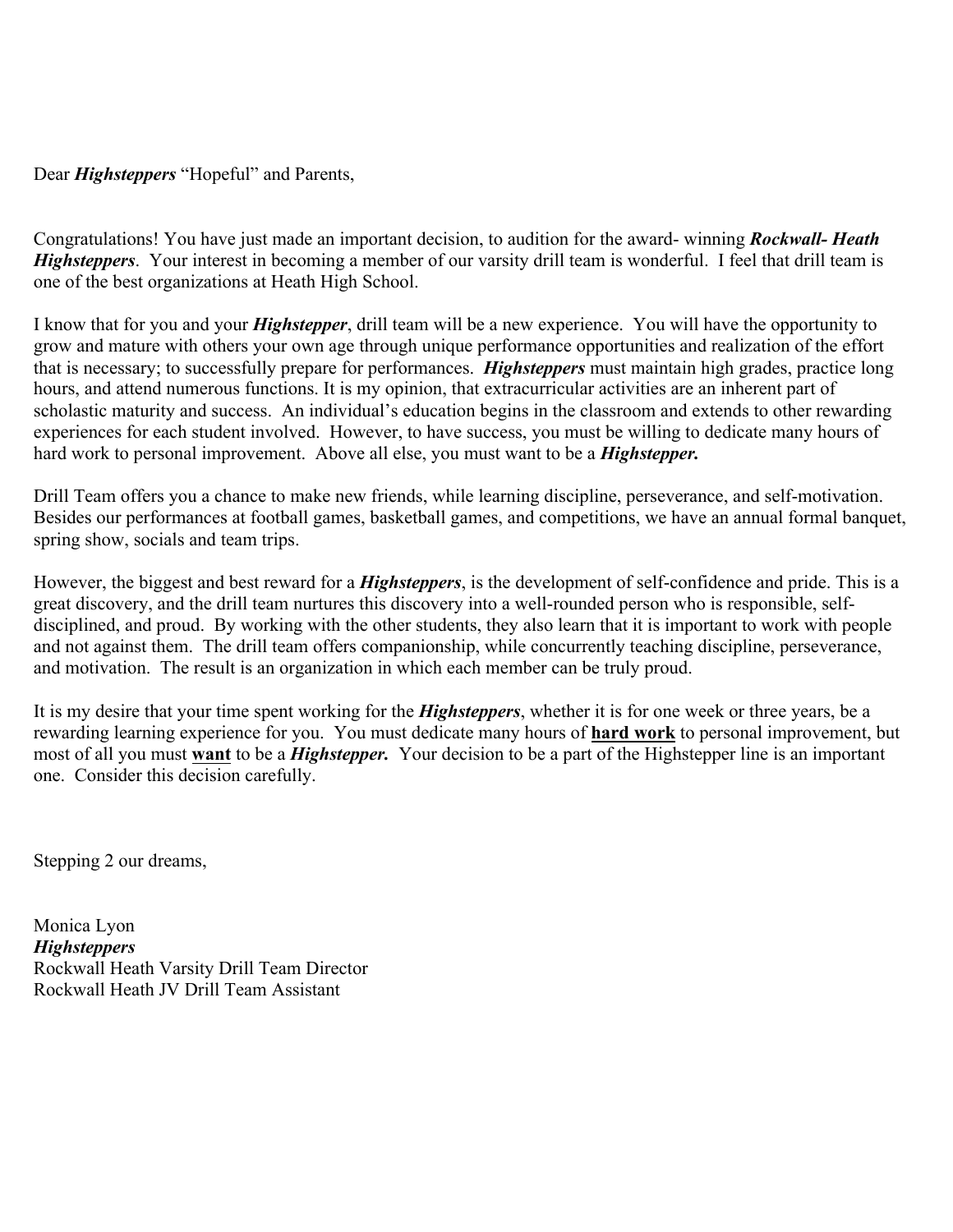Dear ***Highsteppers*** "Hopeful" and Parents,

Congratulations! You have just made an important decision, to audition for the award- winning ***Rockwall- Heath Highsteppers***. Your interest in becoming a member of our varsity drill team is wonderful. I feel that drill team is one of the best organizations at Heath High School.

I know that for you and your ***Highstepper***, drill team will be a new experience. You will have the opportunity to grow and mature with others your own age through unique performance opportunities and realization of the effort that is necessary; to successfully prepare for performances. ***Highsteppers*** must maintain high grades, practice long hours, and attend numerous functions. It is my opinion, that extracurricular activities are an inherent part of scholastic maturity and success. An individual's education begins in the classroom and extends to other rewarding experiences for each student involved. However, to have success, you must be willing to dedicate many hours of hard work to personal improvement. Above all else, you must want to be a ***Highstepper.***

Drill Team offers you a chance to make new friends, while learning discipline, perseverance, and self-motivation. Besides our performances at football games, basketball games, and competitions, we have an annual formal banquet, spring show, socials and team trips.

However, the biggest and best reward for a ***Highsteppers***, is the development of self-confidence and pride. This is a great discovery, and the drill team nurtures this discovery into a well-rounded person who is responsible, self-disciplined, and proud. By working with the other students, they also learn that it is important to work with people and not against them. The drill team offers companionship, while concurrently teaching discipline, perseverance, and motivation. The result is an organization in which each member can be truly proud.

It is my desire that your time spent working for the ***Highsteppers***, whether it is for one week or three years, be a rewarding learning experience for you. You must dedicate many hours of <u>**hard work**</u> to personal improvement, but most of all you must <u>**want**</u> to be a ***Highstepper.*** Your decision to be a part of the Highstepper line is an important one. Consider this decision carefully.

Stepping 2 our dreams,

Monica Lyon
***Highsteppers***
Rockwall Heath Varsity Drill Team Director
Rockwall Heath JV Drill Team Assistant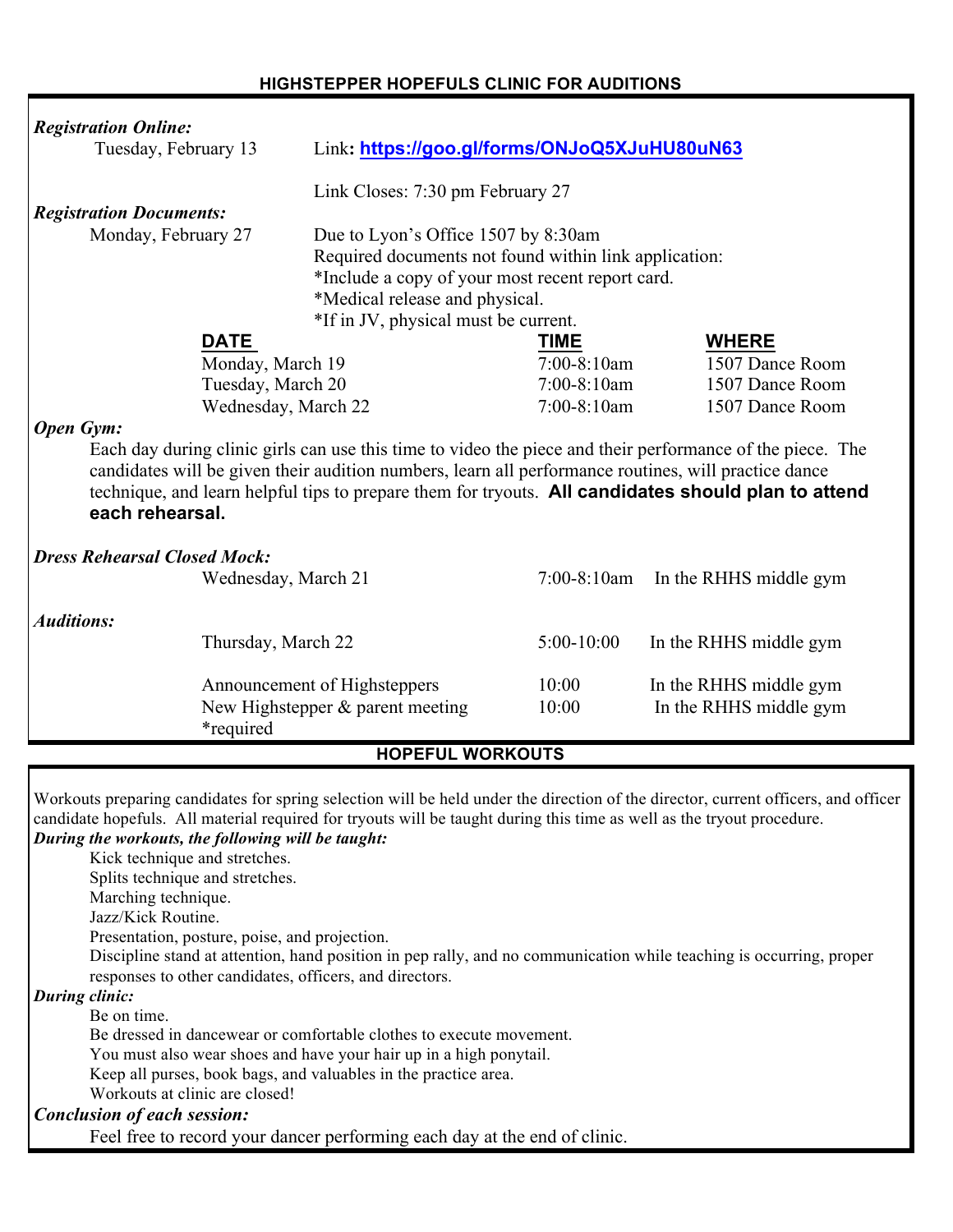## HIGHSTEPPER HOPEFULS CLINIC FOR AUDITIONS

***Registration Online:***

Tuesday, February 13 — Link: **https://goo.gl/forms/ONJoQ5XJuHU80uN63**

Link Closes: 7:30 pm February 27

***Registration Documents:***

Monday, February 27 — Due to Lyon's Office 1507 by 8:30am

Required documents not found within link application:

*Include a copy of your most recent report card.

*Medical release and physical.

*If in JV, physical must be current.

| **DATE** | **TIME** | **WHERE** |
|---|---|---|
| Monday, March 19 | 7:00-8:10am | 1507 Dance Room |
| Tuesday, March 20 | 7:00-8:10am | 1507 Dance Room |
| Wednesday, March 22 | 7:00-8:10am | 1507 Dance Room |

***Open Gym:***

Each day during clinic girls can use this time to video the piece and their performance of the piece. The candidates will be given their audition numbers, learn all performance routines, will practice dance technique, and learn helpful tips to prepare them for tryouts. **All candidates should plan to attend each rehearsal.**

***Dress Rehearsal Closed Mock:***

| | | |
|---|---|---|
| Wednesday, March 21 | 7:00-8:10am | In the RHHS middle gym |

***Auditions:***

| | | |
|---|---|---|
| Thursday, March 22 | 5:00-10:00 | In the RHHS middle gym |
| Announcement of Highsteppers | 10:00 | In the RHHS middle gym |
| New Highstepper & parent meeting *required | 10:00 | In the RHHS middle gym |

## HOPEFUL WORKOUTS

Workouts preparing candidates for spring selection will be held under the direction of the director, current officers, and officer candidate hopefuls. All material required for tryouts will be taught during this time as well as the tryout procedure.

***During the workouts, the following will be taught:***

Kick technique and stretches.

Splits technique and stretches.

Marching technique.

Jazz/Kick Routine.

Presentation, posture, poise, and projection.

Discipline stand at attention, hand position in pep rally, and no communication while teaching is occurring, proper responses to other candidates, officers, and directors.

***During clinic:***

Be on time.

Be dressed in dancewear or comfortable clothes to execute movement.

You must also wear shoes and have your hair up in a high ponytail.

Keep all purses, book bags, and valuables in the practice area.

Workouts at clinic are closed!

***Conclusion of each session:***

Feel free to record your dancer performing each day at the end of clinic.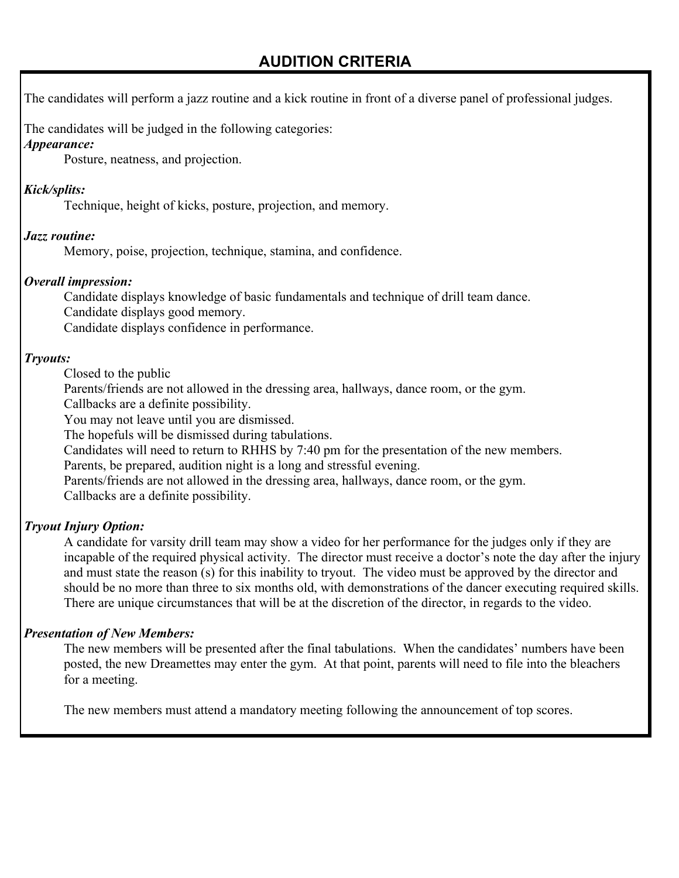## AUDITION CRITERIA

The candidates will perform a jazz routine and a kick routine in front of a diverse panel of professional judges.

The candidates will be judged in the following categories:

***Appearance:***

Posture, neatness, and projection.

***Kick/splits:***

Technique, height of kicks, posture, projection, and memory.

***Jazz routine:***

Memory, poise, projection, technique, stamina, and confidence.

***Overall impression:***

Candidate displays knowledge of basic fundamentals and technique of drill team dance.
Candidate displays good memory.
Candidate displays confidence in performance.

***Tryouts:***

Closed to the public
Parents/friends are not allowed in the dressing area, hallways, dance room, or the gym.
Callbacks are a definite possibility.
You may not leave until you are dismissed.
The hopefuls will be dismissed during tabulations.
Candidates will need to return to RHHS by 7:40 pm for the presentation of the new members.
Parents, be prepared, audition night is a long and stressful evening.
Parents/friends are not allowed in the dressing area, hallways, dance room, or the gym.
Callbacks are a definite possibility.

***Tryout Injury Option:***

A candidate for varsity drill team may show a video for her performance for the judges only if they are incapable of the required physical activity. The director must receive a doctor's note the day after the injury and must state the reason (s) for this inability to tryout. The video must be approved by the director and should be no more than three to six months old, with demonstrations of the dancer executing required skills. There are unique circumstances that will be at the discretion of the director, in regards to the video.

***Presentation of New Members:***

The new members will be presented after the final tabulations. When the candidates' numbers have been posted, the new Dreamettes may enter the gym. At that point, parents will need to file into the bleachers for a meeting.

The new members must attend a mandatory meeting following the announcement of top scores.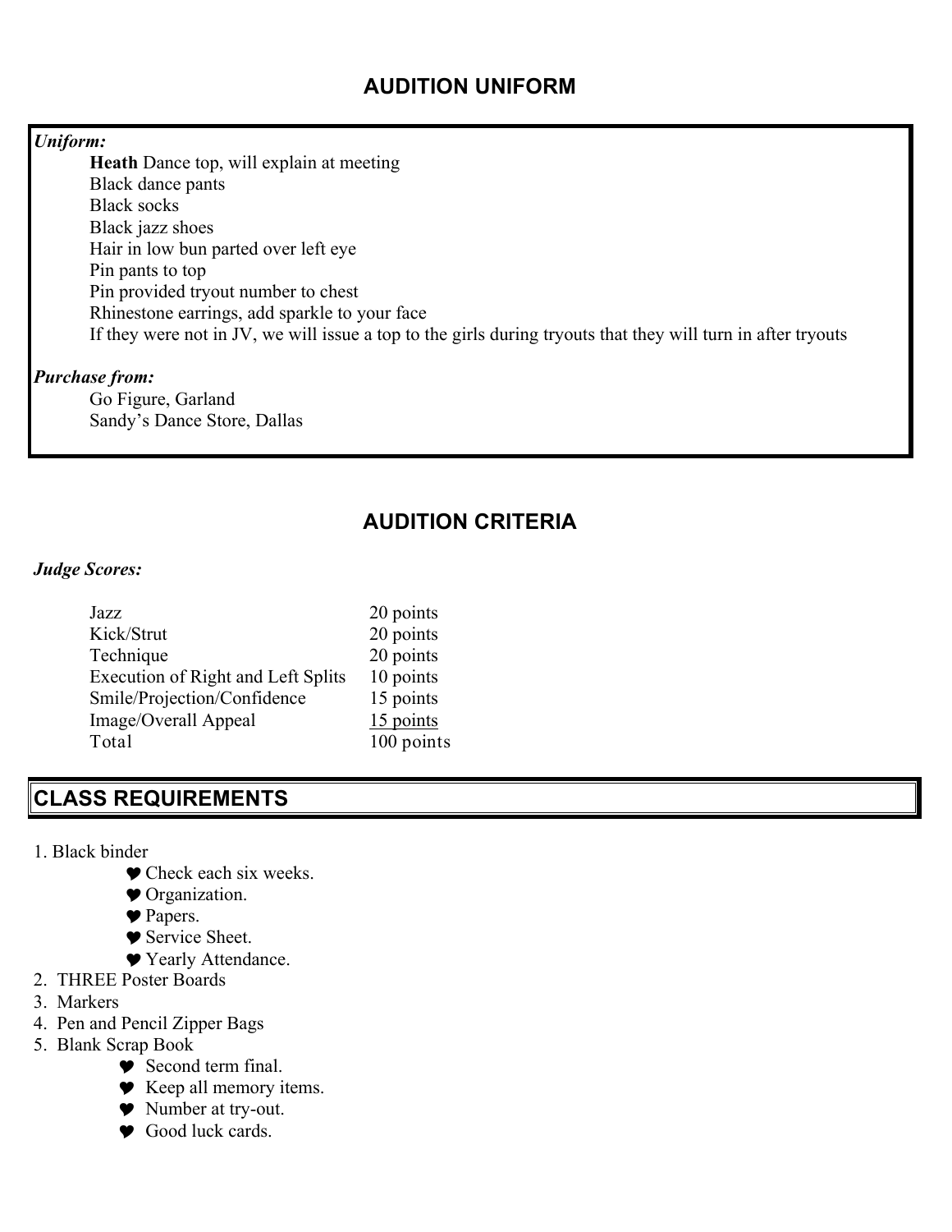## AUDITION UNIFORM

***Uniform:***

**Heath** Dance top, will explain at meeting
Black dance pants
Black socks
Black jazz shoes
Hair in low bun parted over left eye
Pin pants to top
Pin provided tryout number to chest
Rhinestone earrings, add sparkle to your face
If they were not in JV, we will issue a top to the girls during tryouts that they will turn in after tryouts

***Purchase from:***

Go Figure, Garland
Sandy's Dance Store, Dallas

## AUDITION CRITERIA

***Judge Scores:***

| | |
|---|---|
| Jazz | 20 points |
| Kick/Strut | 20 points |
| Technique | 20 points |
| Execution of Right and Left Splits | 10 points |
| Smile/Projection/Confidence | 15 points |
| Image/Overall Appeal | 15 points |
| Total | 100 points |

## CLASS REQUIREMENTS

1. Black binder
   - Check each six weeks.
   - Organization.
   - Papers.
   - Service Sheet.
   - Yearly Attendance.
2. THREE Poster Boards
3. Markers
4. Pen and Pencil Zipper Bags
5. Blank Scrap Book
   - Second term final.
   - Keep all memory items.
   - Number at try-out.
   - Good luck cards.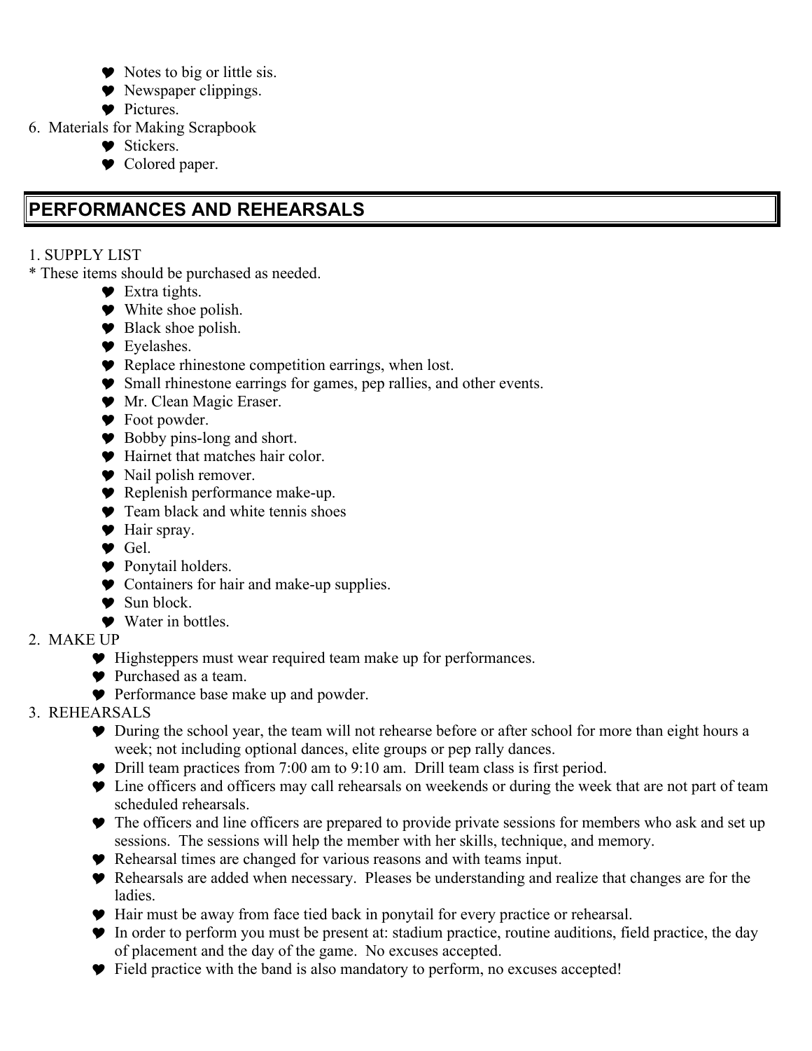- Notes to big or little sis.
- Newspaper clippings.
- Pictures.

6. Materials for Making Scrapbook
   - Stickers.
   - Colored paper.

## PERFORMANCES AND REHEARSALS

1. SUPPLY LIST

* These items should be purchased as needed.
   - Extra tights.
   - White shoe polish.
   - Black shoe polish.
   - Eyelashes.
   - Replace rhinestone competition earrings, when lost.
   - Small rhinestone earrings for games, pep rallies, and other events.
   - Mr. Clean Magic Eraser.
   - Foot powder.
   - Bobby pins-long and short.
   - Hairnet that matches hair color.
   - Nail polish remover.
   - Replenish performance make-up.
   - Team black and white tennis shoes
   - Hair spray.
   - Gel.
   - Ponytail holders.
   - Containers for hair and make-up supplies.
   - Sun block.
   - Water in bottles.

2. MAKE UP
   - Highsteppers must wear required team make up for performances.
   - Purchased as a team.
   - Performance base make up and powder.

3. REHEARSALS
   - During the school year, the team will not rehearse before or after school for more than eight hours a week; not including optional dances, elite groups or pep rally dances.
   - Drill team practices from 7:00 am to 9:10 am. Drill team class is first period.
   - Line officers and officers may call rehearsals on weekends or during the week that are not part of team scheduled rehearsals.
   - The officers and line officers are prepared to provide private sessions for members who ask and set up sessions. The sessions will help the member with her skills, technique, and memory.
   - Rehearsal times are changed for various reasons and with teams input.
   - Rehearsals are added when necessary. Pleases be understanding and realize that changes are for the ladies.
   - Hair must be away from face tied back in ponytail for every practice or rehearsal.
   - In order to perform you must be present at: stadium practice, routine auditions, field practice, the day of placement and the day of the game. No excuses accepted.
   - Field practice with the band is also mandatory to perform, no excuses accepted!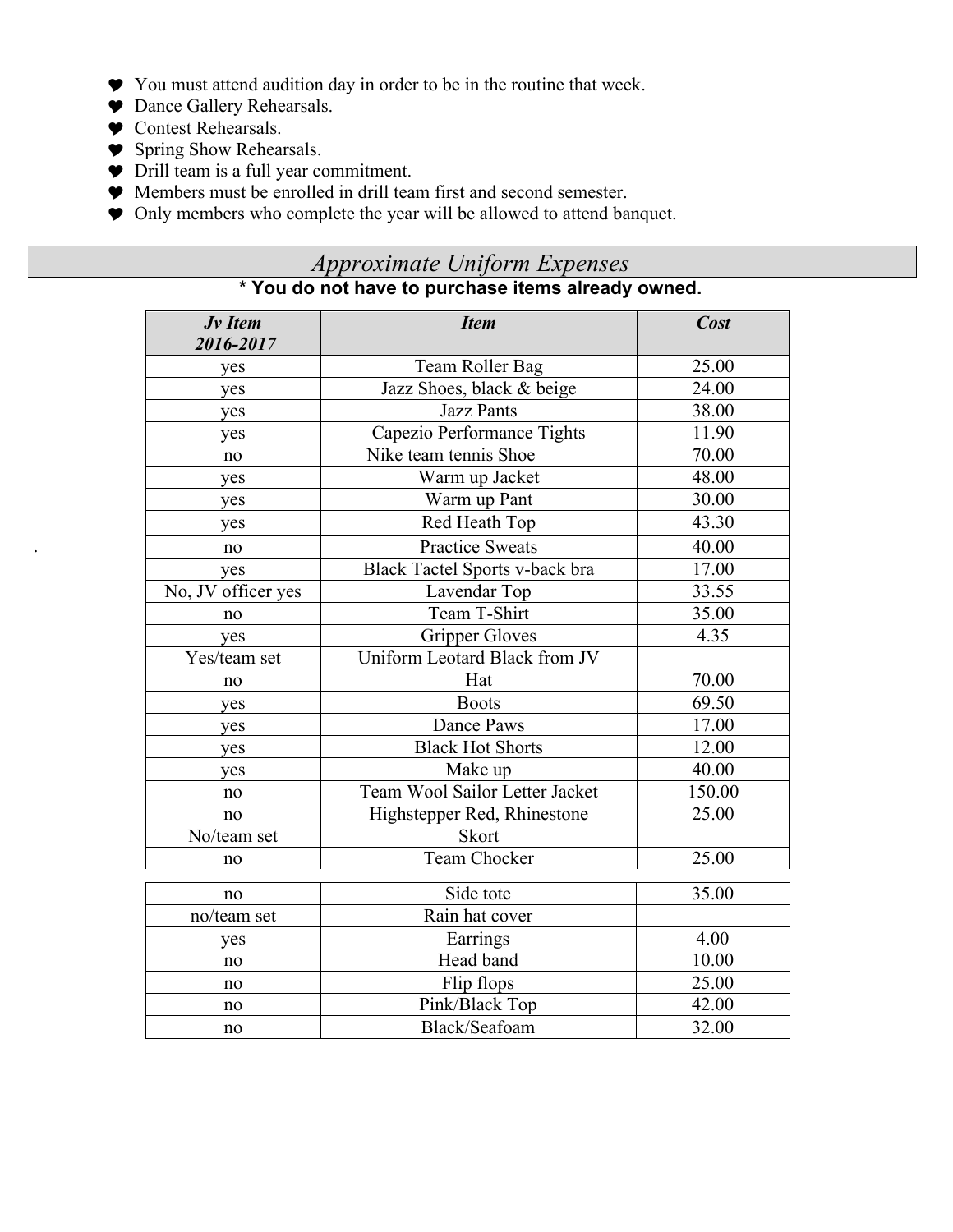- You must attend audition day in order to be in the routine that week.
- Dance Gallery Rehearsals.
- Contest Rehearsals.
- Spring Show Rehearsals.
- Drill team is a full year commitment.
- Members must be enrolled in drill team first and second semester.
- Only members who complete the year will be allowed to attend banquet.

## *Approximate Uniform Expenses*

**\* You do not have to purchase items already owned.**

| *Jv Item 2016-2017* | *Item* | *Cost* |
|---|---|---|
| yes | Team Roller Bag | 25.00 |
| yes | Jazz Shoes, black & beige | 24.00 |
| yes | Jazz Pants | 38.00 |
| yes | Capezio Performance Tights | 11.90 |
| no | Nike team tennis Shoe | 70.00 |
| yes | Warm up Jacket | 48.00 |
| yes | Warm up Pant | 30.00 |
| yes | Red Heath Top | 43.30 |
| no | Practice Sweats | 40.00 |
| yes | Black Tactel Sports v-back bra | 17.00 |
| No, JV officer yes | Lavendar Top | 33.55 |
| no | Team T-Shirt | 35.00 |
| yes | Gripper Gloves | 4.35 |
| Yes/team set | Uniform Leotard Black from JV | |
| no | Hat | 70.00 |
| yes | Boots | 69.50 |
| yes | Dance Paws | 17.00 |
| yes | Black Hot Shorts | 12.00 |
| yes | Make up | 40.00 |
| no | Team Wool Sailor Letter Jacket | 150.00 |
| no | Highstepper Red, Rhinestone | 25.00 |
| No/team set | Skort | |
| no | Team Chocker | 25.00 |
| no | Side tote | 35.00 |
| no/team set | Rain hat cover | |
| yes | Earrings | 4.00 |
| no | Head band | 10.00 |
| no | Flip flops | 25.00 |
| no | Pink/Black Top | 42.00 |
| no | Black/Seafoam | 32.00 |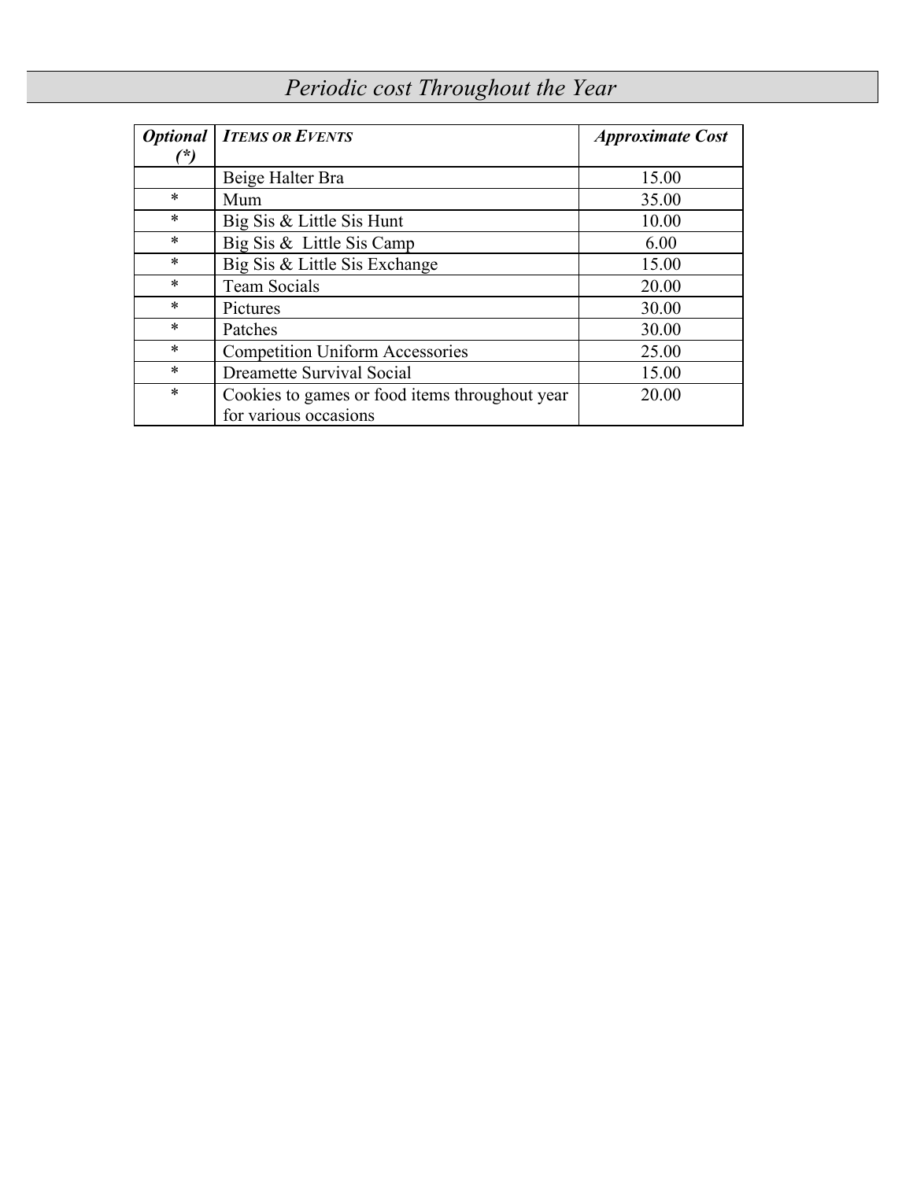# *Periodic cost Throughout the Year*

| ***Optional (\*)*** | ***Items or Events*** | ***Approximate Cost*** |
|---|---|---|
| | Beige Halter Bra | 15.00 |
| * | Mum | 35.00 |
| * | Big Sis & Little Sis Hunt | 10.00 |
| * | Big Sis & Little Sis Camp | 6.00 |
| * | Big Sis & Little Sis Exchange | 15.00 |
| * | Team Socials | 20.00 |
| * | Pictures | 30.00 |
| * | Patches | 30.00 |
| * | Competition Uniform Accessories | 25.00 |
| * | Dreamette Survival Social | 15.00 |
| * | Cookies to games or food items throughout year for various occasions | 20.00 |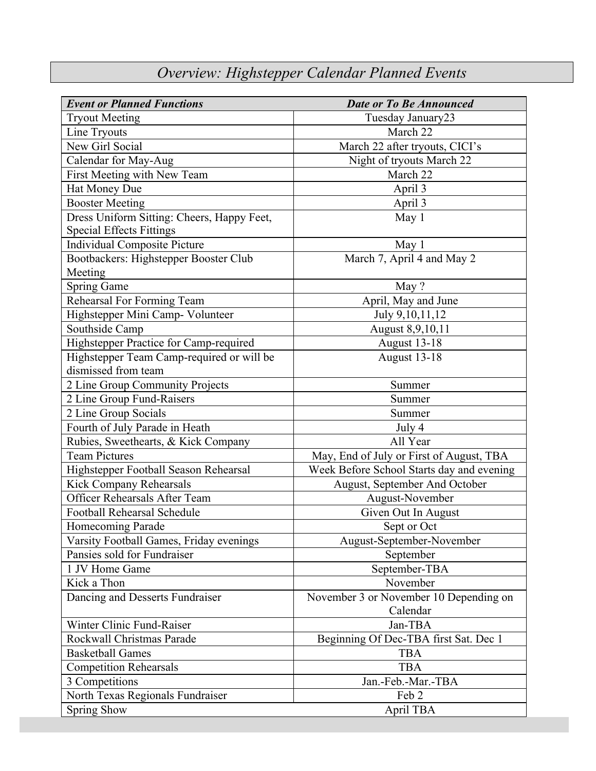# *Overview: Highstepper Calendar Planned Events*

| ***Event or Planned Functions*** | ***Date or To Be Announced*** |
|---|---|
| Tryout Meeting | Tuesday January23 |
| Line Tryouts | March 22 |
| New Girl Social | March 22 after tryouts, CICI's |
| Calendar for May-Aug | Night of tryouts March 22 |
| First Meeting with New Team | March 22 |
| Hat Money Due | April 3 |
| Booster Meeting | April 3 |
| Dress Uniform Sitting: Cheers, Happy Feet, Special Effects Fittings | May 1 |
| Individual Composite Picture | May 1 |
| Bootbackers: Highstepper Booster Club Meeting | March 7, April 4 and May 2 |
| Spring Game | May ? |
| Rehearsal For Forming Team | April, May and June |
| Highstepper Mini Camp- Volunteer | July 9,10,11,12 |
| Southside Camp | August 8,9,10,11 |
| Highstepper Practice for Camp-required | August 13-18 |
| Highstepper Team Camp-required or will be dismissed from team | August 13-18 |
| 2 Line Group Community Projects | Summer |
| 2 Line Group Fund-Raisers | Summer |
| 2 Line Group Socials | Summer |
| Fourth of July Parade in Heath | July 4 |
| Rubies, Sweethearts, & Kick Company | All Year |
| Team Pictures | May, End of July or First of August, TBA |
| Highstepper Football Season Rehearsal | Week Before School Starts day and evening |
| Kick Company Rehearsals | August, September And October |
| Officer Rehearsals After Team | August-November |
| Football Rehearsal Schedule | Given Out In August |
| Homecoming Parade | Sept or Oct |
| Varsity Football Games, Friday evenings | August-September-November |
| Pansies sold for Fundraiser | September |
| 1 JV Home Game | September-TBA |
| Kick a Thon | November |
| Dancing and Desserts Fundraiser | November 3 or November 10 Depending on Calendar |
| Winter Clinic Fund-Raiser | Jan-TBA |
| Rockwall Christmas Parade | Beginning Of Dec-TBA first Sat. Dec 1 |
| Basketball Games | TBA |
| Competition Rehearsals | TBA |
| 3 Competitions | Jan.-Feb.-Mar.-TBA |
| North Texas Regionals Fundraiser | Feb 2 |
| Spring Show | April TBA |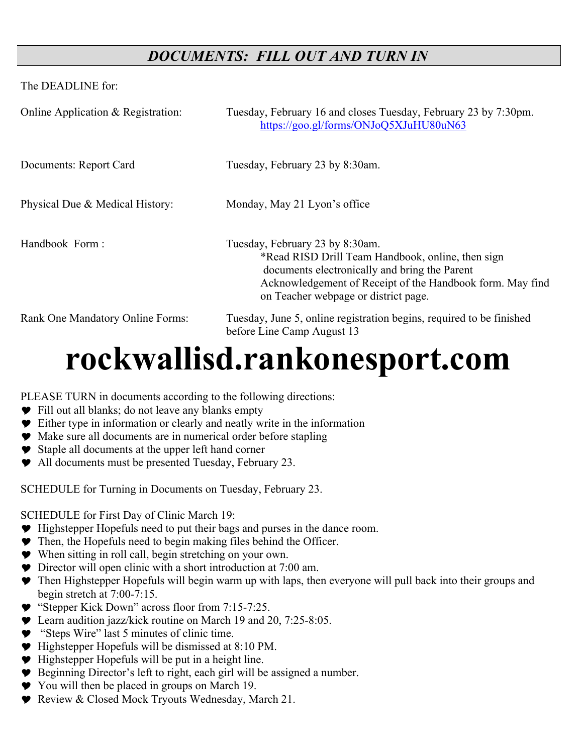## *DOCUMENTS: FILL OUT AND TURN IN*

The DEADLINE for:

| | |
|---|---|
| Online Application & Registration: | Tuesday, February 16 and closes Tuesday, February 23 by 7:30pm. https://goo.gl/forms/ONJoQ5XJuHU80uN63 |
| Documents: Report Card | Tuesday, February 23 by 8:30am. |
| Physical Due & Medical History: | Monday, May 21 Lyon's office |
| Handbook Form : | Tuesday, February 23 by 8:30am. *Read RISD Drill Team Handbook, online, then sign documents electronically and bring the Parent Acknowledgement of Receipt of the Handbook form. May find on Teacher webpage or district page. |
| Rank One Mandatory Online Forms: | Tuesday, June 5, online registration begins, required to be finished before Line Camp August 13 |

# rockwallisd.rankonesport.com

PLEASE TURN in documents according to the following directions:

- Fill out all blanks; do not leave any blanks empty
- Either type in information or clearly and neatly write in the information
- Make sure all documents are in numerical order before stapling
- Staple all documents at the upper left hand corner
- All documents must be presented Tuesday, February 23.

SCHEDULE for Turning in Documents on Tuesday, February 23.

SCHEDULE for First Day of Clinic March 19:

- Highstepper Hopefuls need to put their bags and purses in the dance room.
- Then, the Hopefuls need to begin making files behind the Officer.
- When sitting in roll call, begin stretching on your own.
- Director will open clinic with a short introduction at 7:00 am.
- Then Highstepper Hopefuls will begin warm up with laps, then everyone will pull back into their groups and begin stretch at 7:00-7:15.
- "Stepper Kick Down" across floor from 7:15-7:25.
- Learn audition jazz/kick routine on March 19 and 20, 7:25-8:05.
- "Steps Wire" last 5 minutes of clinic time.
- Highstepper Hopefuls will be dismissed at 8:10 PM.
- Highstepper Hopefuls will be put in a height line.
- Beginning Director's left to right, each girl will be assigned a number.
- You will then be placed in groups on March 19.
- Review & Closed Mock Tryouts Wednesday, March 21.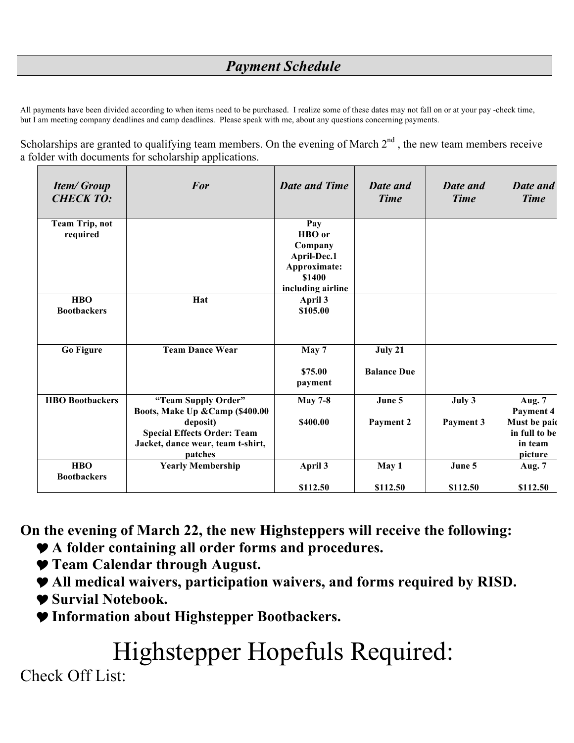## *Payment Schedule*

All payments have been divided according to when items need to be purchased. I realize some of these dates may not fall on or at your pay -check time, but I am meeting company deadlines and camp deadlines. Please speak with me, about any questions concerning payments.

Scholarships are granted to qualifying team members. On the evening of March 2nd , the new team members receive a folder with documents for scholarship applications.

| *Item/ Group CHECK TO:* | *For* | *Date and Time* | *Date and Time* | *Date and Time* | *Date and Time* |
|---|---|---|---|---|---|
| **Team Trip, not required** | | **Pay HBO or Company April-Dec.1 Approximate: $1400 including airline** | | | |
| **HBO Bootbackers** | **Hat** | **April 3 $105.00** | | | |
| **Go Figure** | **Team Dance Wear** | **May 7 $75.00 payment** | **July 21 Balance Due** | | |
| **HBO Bootbackers** | **"Team Supply Order" Boots, Make Up &Camp ($400.00 deposit) Special Effects Order: Team Jacket, dance wear, team t-shirt, patches** | **May 7-8 $400.00** | **June 5 Payment 2** | **July 3 Payment 3** | **Aug. 7 Payment 4 Must be paid in full to be in team picture** |
| **HBO Bootbackers** | **Yearly Membership** | **April 3 $112.50** | **May 1 $112.50** | **June 5 $112.50** | **Aug. 7 $112.50** |

**On the evening of March 22, the new Highsteppers will receive the following:**

- **A folder containing all order forms and procedures.**
- **Team Calendar through August.**
- **All medical waivers, participation waivers, and forms required by RISD.**
- **Survial Notebook.**
- **Information about Highstepper Bootbackers.**

# Highstepper Hopefuls Required:

Check Off List: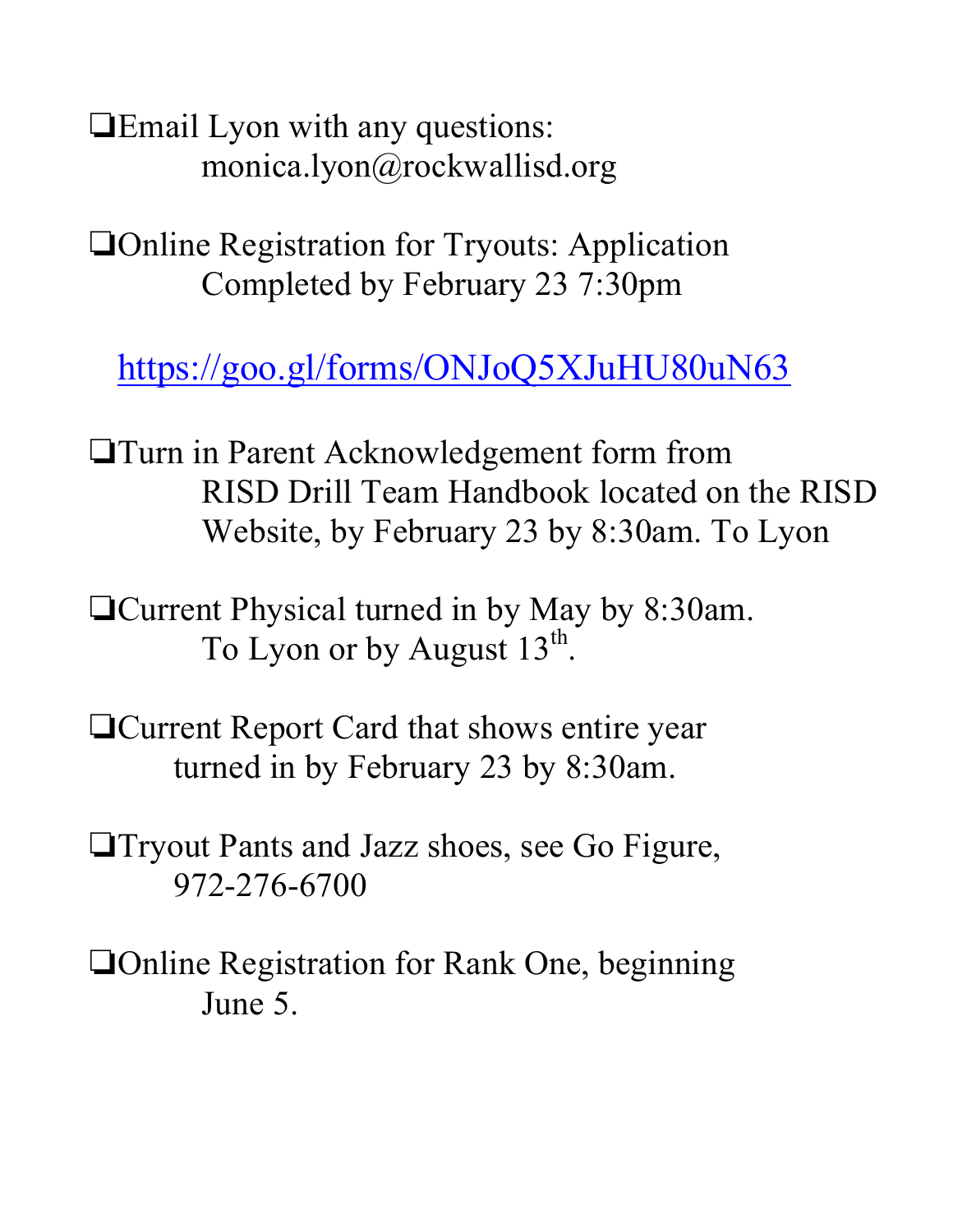❑Email Lyon with any questions:
monica.lyon@rockwallisd.org

❑Online Registration for Tryouts: Application
Completed by February 23 7:30pm

https://goo.gl/forms/ONJoQ5XJuHU80uN63

❑Turn in Parent Acknowledgement form from
RISD Drill Team Handbook located on the RISD
Website, by February 23 by 8:30am. To Lyon

❑Current Physical turned in by May by 8:30am.
To Lyon or by August 13th.

❑Current Report Card that shows entire year
turned in by February 23 by 8:30am.

❑Tryout Pants and Jazz shoes, see Go Figure,
972-276-6700

❑Online Registration for Rank One, beginning
June 5.